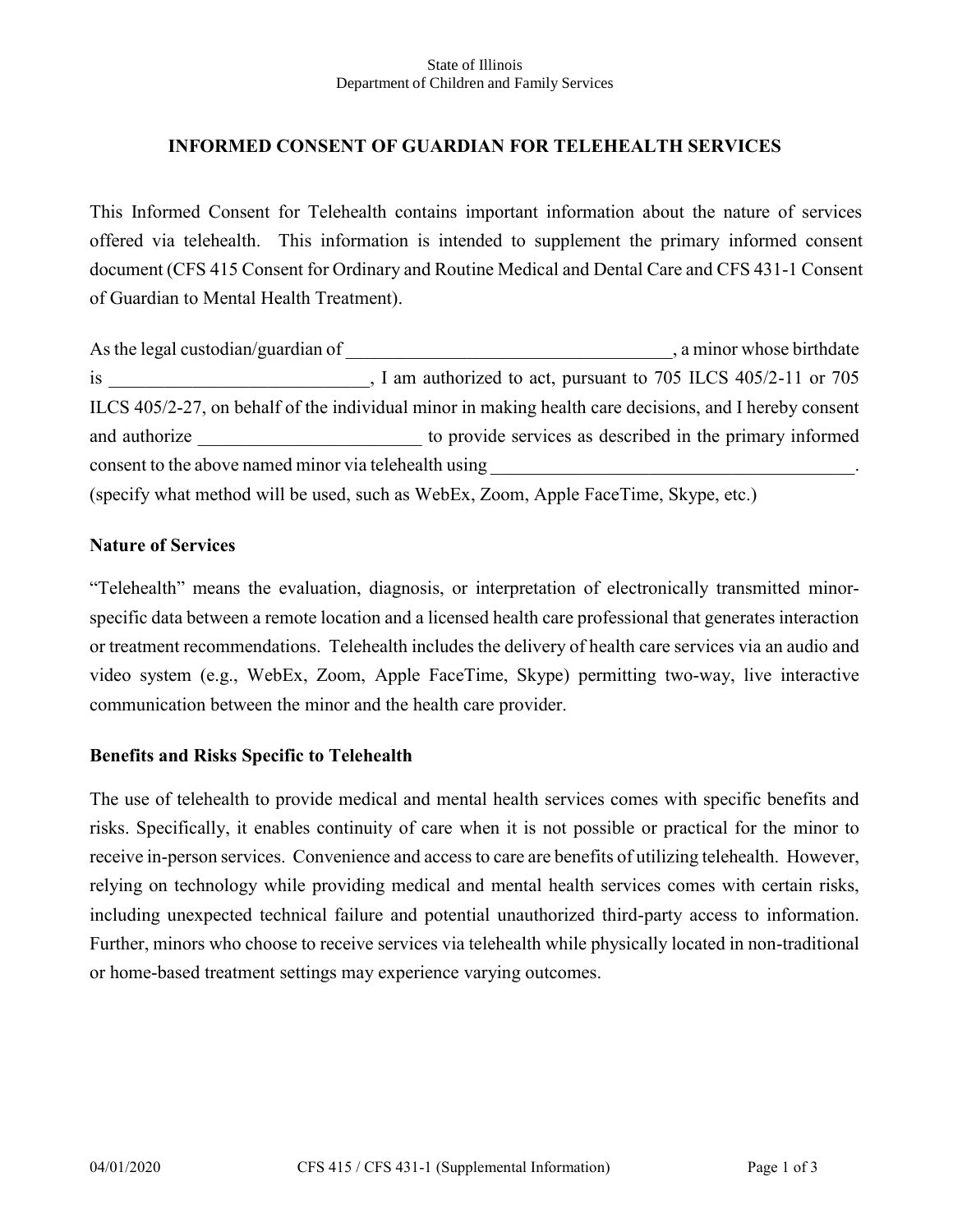State of Illinois
Department of Children and Family Services

# INFORMED CONSENT OF GUARDIAN FOR TELEHEALTH SERVICES

This Informed Consent for Telehealth contains important information about the nature of services offered via telehealth. This information is intended to supplement the primary informed consent document (CFS 415 Consent for Ordinary and Routine Medical and Dental Care and CFS 431-1 Consent of Guardian to Mental Health Treatment).

As the legal custodian/guardian of ___________________________________, a minor whose birthdate is ___________________________, I am authorized to act, pursuant to 705 ILCS 405/2-11 or 705 ILCS 405/2-27, on behalf of the individual minor in making health care decisions, and I hereby consent and authorize _______________________ to provide services as described in the primary informed consent to the above named minor via telehealth using ________________________________________. (specify what method will be used, such as WebEx, Zoom, Apple FaceTime, Skype, etc.)

## Nature of Services

"Telehealth" means the evaluation, diagnosis, or interpretation of electronically transmitted minor-specific data between a remote location and a licensed health care professional that generates interaction or treatment recommendations. Telehealth includes the delivery of health care services via an audio and video system (e.g., WebEx, Zoom, Apple FaceTime, Skype) permitting two-way, live interactive communication between the minor and the health care provider.

## Benefits and Risks Specific to Telehealth

The use of telehealth to provide medical and mental health services comes with specific benefits and risks. Specifically, it enables continuity of care when it is not possible or practical for the minor to receive in-person services. Convenience and access to care are benefits of utilizing telehealth. However, relying on technology while providing medical and mental health services comes with certain risks, including unexpected technical failure and potential unauthorized third-party access to information. Further, minors who choose to receive services via telehealth while physically located in non-traditional or home-based treatment settings may experience varying outcomes.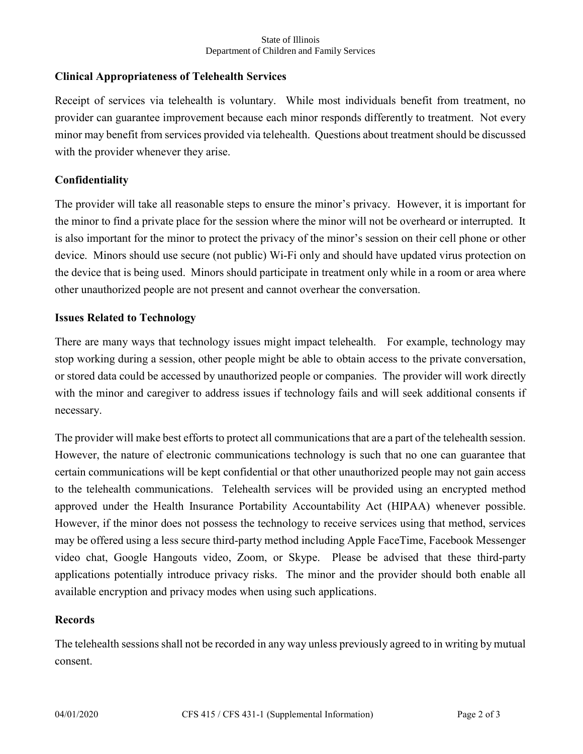## Clinical Appropriateness of Telehealth Services

Receipt of services via telehealth is voluntary. While most individuals benefit from treatment, no provider can guarantee improvement because each minor responds differently to treatment. Not every minor may benefit from services provided via telehealth. Questions about treatment should be discussed with the provider whenever they arise.

## Confidentiality

The provider will take all reasonable steps to ensure the minor's privacy. However, it is important for the minor to find a private place for the session where the minor will not be overheard or interrupted. It is also important for the minor to protect the privacy of the minor's session on their cell phone or other device. Minors should use secure (not public) Wi-Fi only and should have updated virus protection on the device that is being used. Minors should participate in treatment only while in a room or area where other unauthorized people are not present and cannot overhear the conversation.

## Issues Related to Technology

There are many ways that technology issues might impact telehealth. For example, technology may stop working during a session, other people might be able to obtain access to the private conversation, or stored data could be accessed by unauthorized people or companies. The provider will work directly with the minor and caregiver to address issues if technology fails and will seek additional consents if necessary.

The provider will make best efforts to protect all communications that are a part of the telehealth session. However, the nature of electronic communications technology is such that no one can guarantee that certain communications will be kept confidential or that other unauthorized people may not gain access to the telehealth communications. Telehealth services will be provided using an encrypted method approved under the Health Insurance Portability Accountability Act (HIPAA) whenever possible. However, if the minor does not possess the technology to receive services using that method, services may be offered using a less secure third-party method including Apple FaceTime, Facebook Messenger video chat, Google Hangouts video, Zoom, or Skype. Please be advised that these third-party applications potentially introduce privacy risks. The minor and the provider should both enable all available encryption and privacy modes when using such applications.

## Records

The telehealth sessions shall not be recorded in any way unless previously agreed to in writing by mutual consent.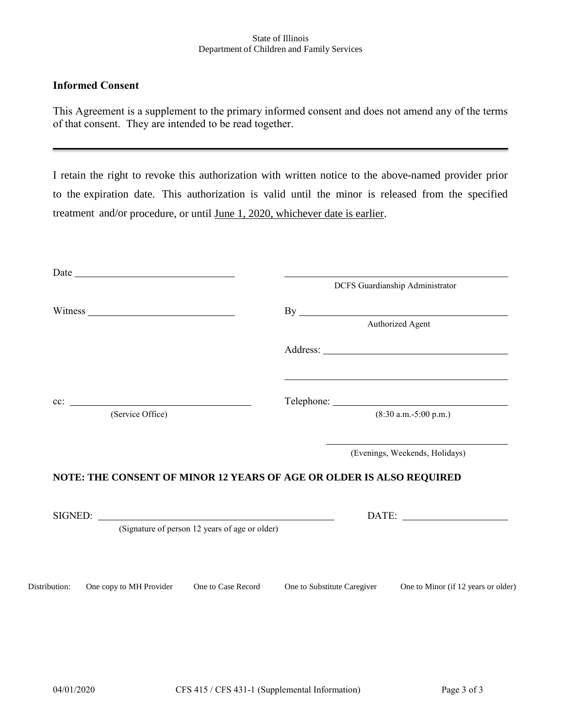State of Illinois
Department of Children and Family Services

**Informed Consent**

This Agreement is a supplement to the primary informed consent and does not amend any of the terms of that consent. They are intended to be read together.

---

I retain the right to revoke this authorization with written notice to the above-named provider prior to the expiration date. This authorization is valid until the minor is released from the specified treatment and/or procedure, or until June 1, 2020, whichever date is earlier.

Date ______________________________

______________________________
DCFS Guardianship Administrator

Witness ______________________________

By ______________________________
Authorized Agent

Address: ______________________________

______________________________

cc: ______________________________
(Service Office)

Telephone: ______________________________
(8:30 a.m.-5:00 p.m.)

______________________________
(Evenings, Weekends, Holidays)

**NOTE: THE CONSENT OF MINOR 12 YEARS OF AGE OR OLDER IS ALSO REQUIRED**

SIGNED: ______________________________
(Signature of person 12 years of age or older)

DATE: ______________________________

Distribution: One copy to MH Provider One to Case Record One to Substitute Caregiver One to Minor (if 12 years or older)

04/01/2020 CFS 415 / CFS 431-1 (Supplemental Information)